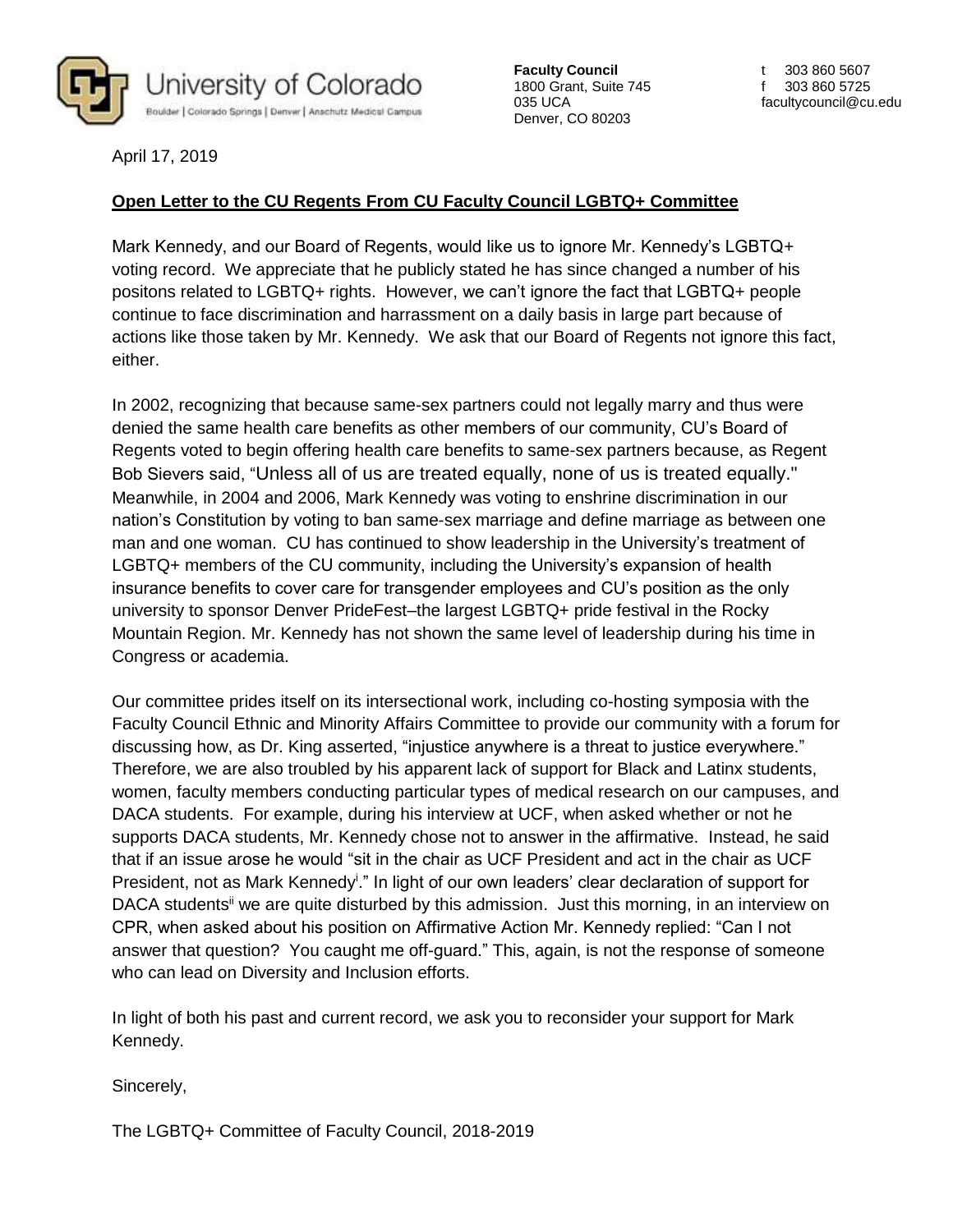University of Colorado
Boulder | Colorado Springs | Denver | Anschutz Medical Campus

**Faculty Council**
1800 Grant, Suite 745
035 UCA
Denver, CO 80203

t 303 860 5607
f 303 860 5725
facultycouncil@cu.edu

April 17, 2019

**Open Letter to the CU Regents From CU Faculty Council LGBTQ+ Committee**

Mark Kennedy, and our Board of Regents, would like us to ignore Mr. Kennedy's LGBTQ+ voting record. We appreciate that he publicly stated he has since changed a number of his positons related to LGBTQ+ rights. However, we can't ignore the fact that LGBTQ+ people continue to face discrimination and harrassment on a daily basis in large part because of actions like those taken by Mr. Kennedy. We ask that our Board of Regents not ignore this fact, either.

In 2002, recognizing that because same-sex partners could not legally marry and thus were denied the same health care benefits as other members of our community, CU's Board of Regents voted to begin offering health care benefits to same-sex partners because, as Regent Bob Sievers said, "Unless all of us are treated equally, none of us is treated equally." Meanwhile, in 2004 and 2006, Mark Kennedy was voting to enshrine discrimination in our nation's Constitution by voting to ban same-sex marriage and define marriage as between one man and one woman. CU has continued to show leadership in the University's treatment of LGBTQ+ members of the CU community, including the University's expansion of health insurance benefits to cover care for transgender employees and CU's position as the only university to sponsor Denver PrideFest–the largest LGBTQ+ pride festival in the Rocky Mountain Region. Mr. Kennedy has not shown the same level of leadership during his time in Congress or academia.

Our committee prides itself on its intersectional work, including co-hosting symposia with the Faculty Council Ethnic and Minority Affairs Committee to provide our community with a forum for discussing how, as Dr. King asserted, "injustice anywhere is a threat to justice everywhere." Therefore, we are also troubled by his apparent lack of support for Black and Latinx students, women, faculty members conducting particular types of medical research on our campuses, and DACA students. For example, during his interview at UCF, when asked whether or not he supports DACA students, Mr. Kennedy chose not to answer in the affirmative. Instead, he said that if an issue arose he would "sit in the chair as UCF President and act in the chair as UCF President, not as Mark Kennedy[i]." In light of our own leaders' clear declaration of support for DACA students[ii] we are quite disturbed by this admission. Just this morning, in an interview on CPR, when asked about his position on Affirmative Action Mr. Kennedy replied: "Can I not answer that question? You caught me off-guard." This, again, is not the response of someone who can lead on Diversity and Inclusion efforts.

In light of both his past and current record, we ask you to reconsider your support for Mark Kennedy.

Sincerely,

The LGBTQ+ Committee of Faculty Council, 2018-2019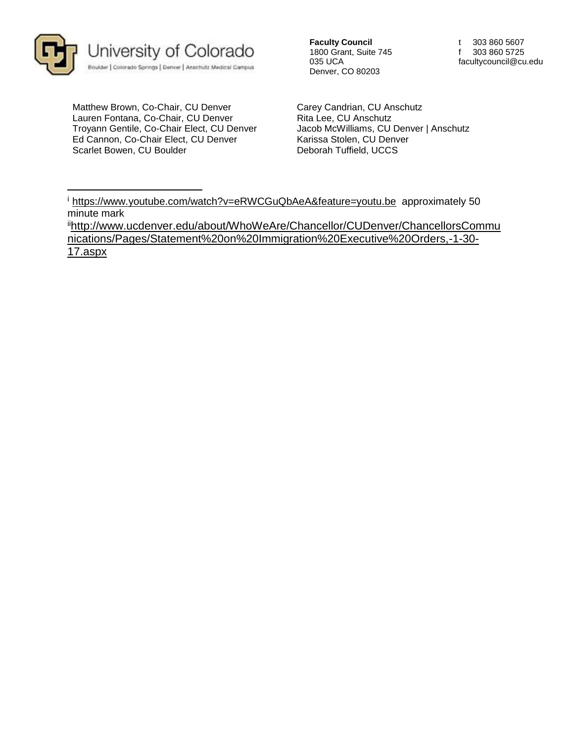University of Colorado

Boulder | Colorado Springs | Denver | Anschutz Medical Campus

**Faculty Council**
1800 Grant, Suite 745
035 UCA
Denver, CO 80203

t 303 860 5607
f 303 860 5725
facultycouncil@cu.edu

Matthew Brown, Co-Chair, CU Denver
Lauren Fontana, Co-Chair, CU Denver
Troyann Gentile, Co-Chair Elect, CU Denver
Ed Cannon, Co-Chair Elect, CU Denver
Scarlet Bowen, CU Boulder

Carey Candrian, CU Anschutz
Rita Lee, CU Anschutz
Jacob McWilliams, CU Denver | Anschutz
Karissa Stolen, CU Denver
Deborah Tuffield, UCCS

---

[i] https://www.youtube.com/watch?v=eRWCGuQbAeA&feature=youtu.be approximately 50 minute mark

[ii] http://www.ucdenver.edu/about/WhoWeAre/Chancellor/CUDenver/ChancellorsCommunications/Pages/Statement%20on%20Immigration%20Executive%20Orders,-1-30-17.aspx